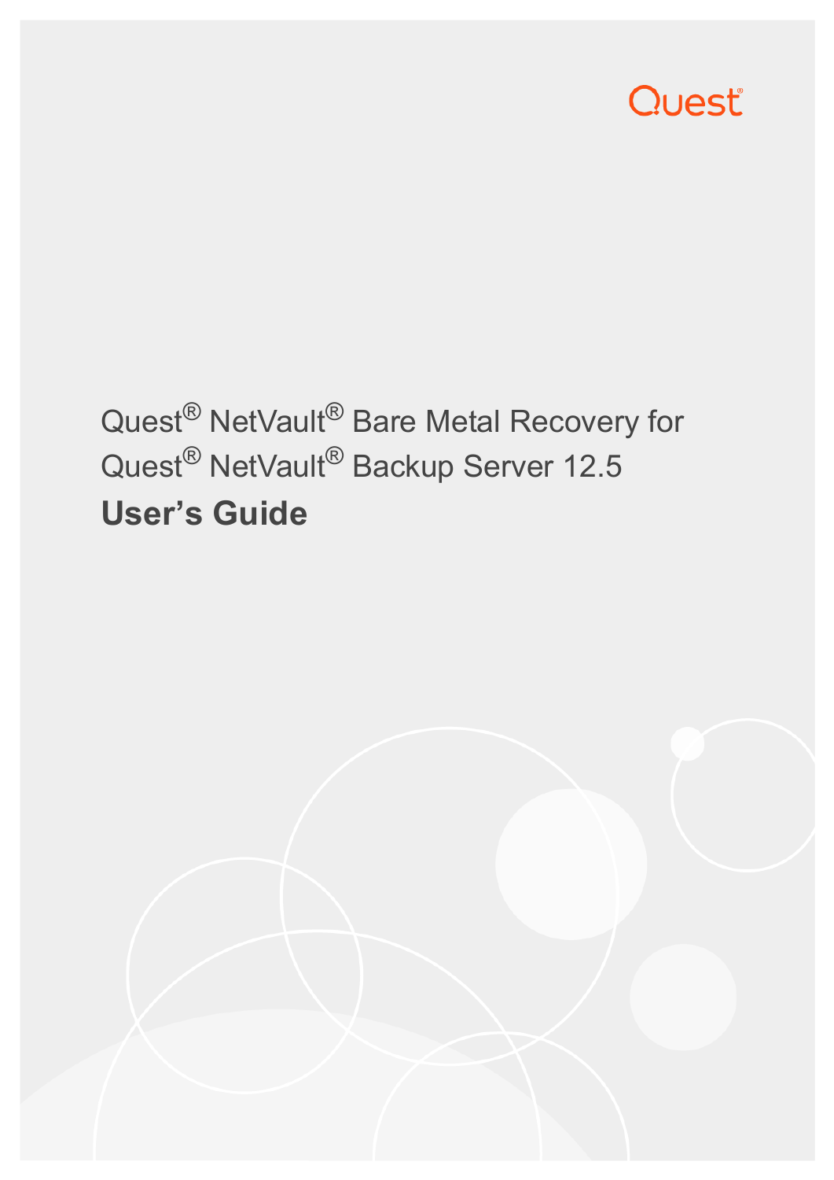Quest

# Quest® NetVault® Bare Metal Recovery for Quest® NetVault® Backup Server 12.5

## User's Guide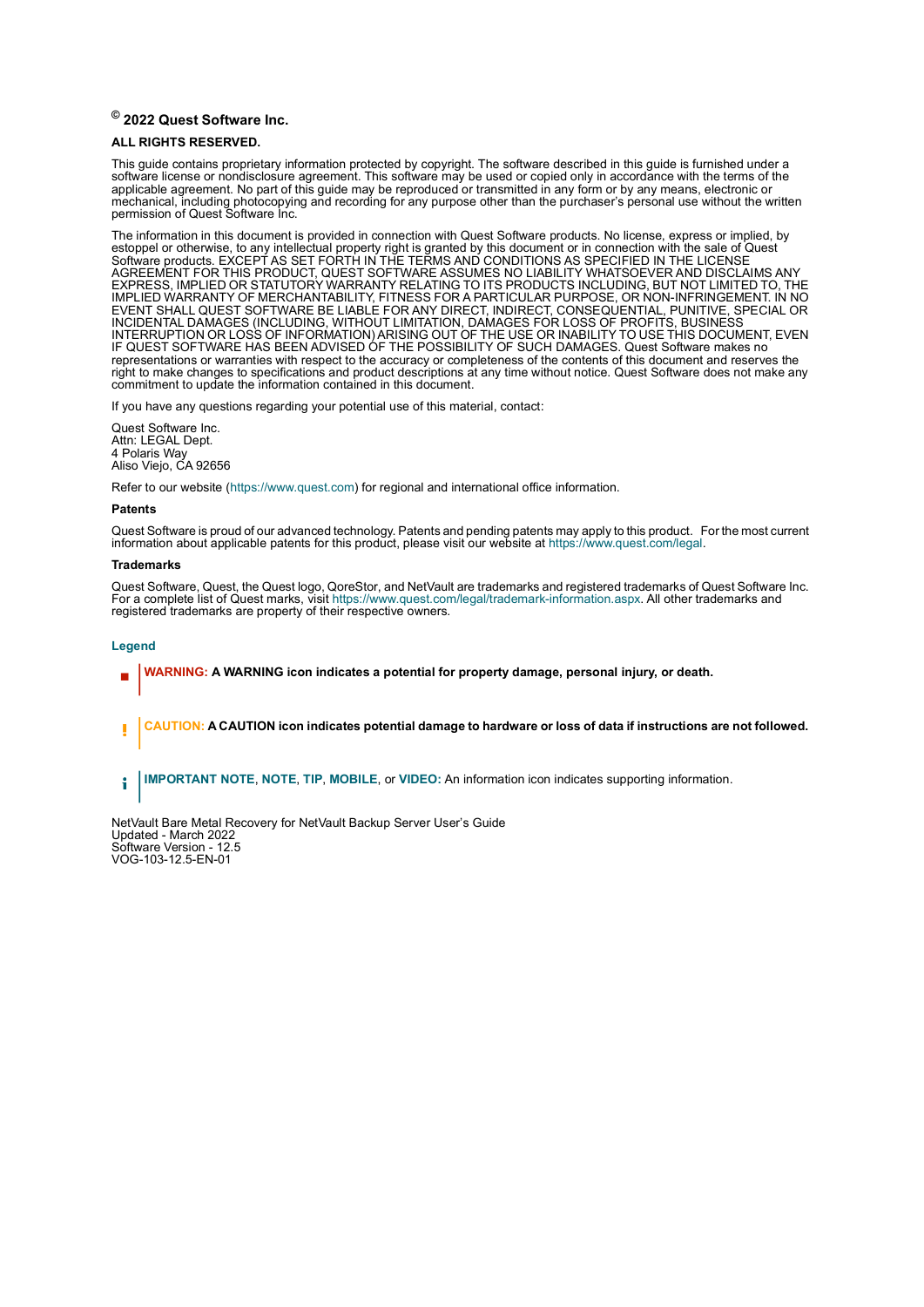**© 2022 Quest Software Inc.**

**ALL RIGHTS RESERVED.**

This guide contains proprietary information protected by copyright. The software described in this guide is furnished under a software license or nondisclosure agreement. This software may be used or copied only in accordance with the terms of the applicable agreement. No part of this guide may be reproduced or transmitted in any form or by any means, electronic or mechanical, including photocopying and recording for any purpose other than the purchaser's personal use without the written permission of Quest Software Inc.

The information in this document is provided in connection with Quest Software products. No license, express or implied, by estoppel or otherwise, to any intellectual property right is granted by this document or in connection with the sale of Quest Software products. EXCEPT AS SET FORTH IN THE TERMS AND CONDITIONS AS SPECIFIED IN THE LICENSE AGREEMENT FOR THIS PRODUCT, QUEST SOFTWARE ASSUMES NO LIABILITY WHATSOEVER AND DISCLAIMS ANY EXPRESS, IMPLIED OR STATUTORY WARRANTY RELATING TO ITS PRODUCTS INCLUDING, BUT NOT LIMITED TO, THE IMPLIED WARRANTY OF MERCHANTABILITY, FITNESS FOR A PARTICULAR PURPOSE, OR NON-INFRINGEMENT. IN NO EVENT SHALL QUEST SOFTWARE BE LIABLE FOR ANY DIRECT, INDIRECT, CONSEQUENTIAL, PUNITIVE, SPECIAL OR INCIDENTAL DAMAGES (INCLUDING, WITHOUT LIMITATION, DAMAGES FOR LOSS OF PROFITS, BUSINESS INTERRUPTION OR LOSS OF INFORMATION) ARISING OUT OF THE USE OR INABILITY TO USE THIS DOCUMENT, EVEN IF QUEST SOFTWARE HAS BEEN ADVISED OF THE POSSIBILITY OF SUCH DAMAGES. Quest Software makes no representations or warranties with respect to the accuracy or completeness of the contents of this document and reserves the right to make changes to specifications and product descriptions at any time without notice. Quest Software does not make any commitment to update the information contained in this document.

If you have any questions regarding your potential use of this material, contact:

Quest Software Inc.
Attn: LEGAL Dept.
4 Polaris Way
Aliso Viejo, CA 92656

Refer to our website (https://www.quest.com) for regional and international office information.

**Patents**

Quest Software is proud of our advanced technology. Patents and pending patents may apply to this product. For the most current information about applicable patents for this product, please visit our website at https://www.quest.com/legal.

**Trademarks**

Quest Software, Quest, the Quest logo, QoreStor, and NetVault are trademarks and registered trademarks of Quest Software Inc. For a complete list of Quest marks, visit https://www.quest.com/legal/trademark-information.aspx. All other trademarks and registered trademarks are property of their respective owners.

**Legend**

- **WARNING: A WARNING icon indicates a potential for property damage, personal injury, or death.**

- **CAUTION: A CAUTION icon indicates potential damage to hardware or loss of data if instructions are not followed.**

- **IMPORTANT NOTE**, **NOTE**, **TIP**, **MOBILE**, or **VIDEO:** An information icon indicates supporting information.

NetVault Bare Metal Recovery for NetVault Backup Server User's Guide
Updated - March 2022
Software Version - 12.5
VOG-103-12.5-EN-01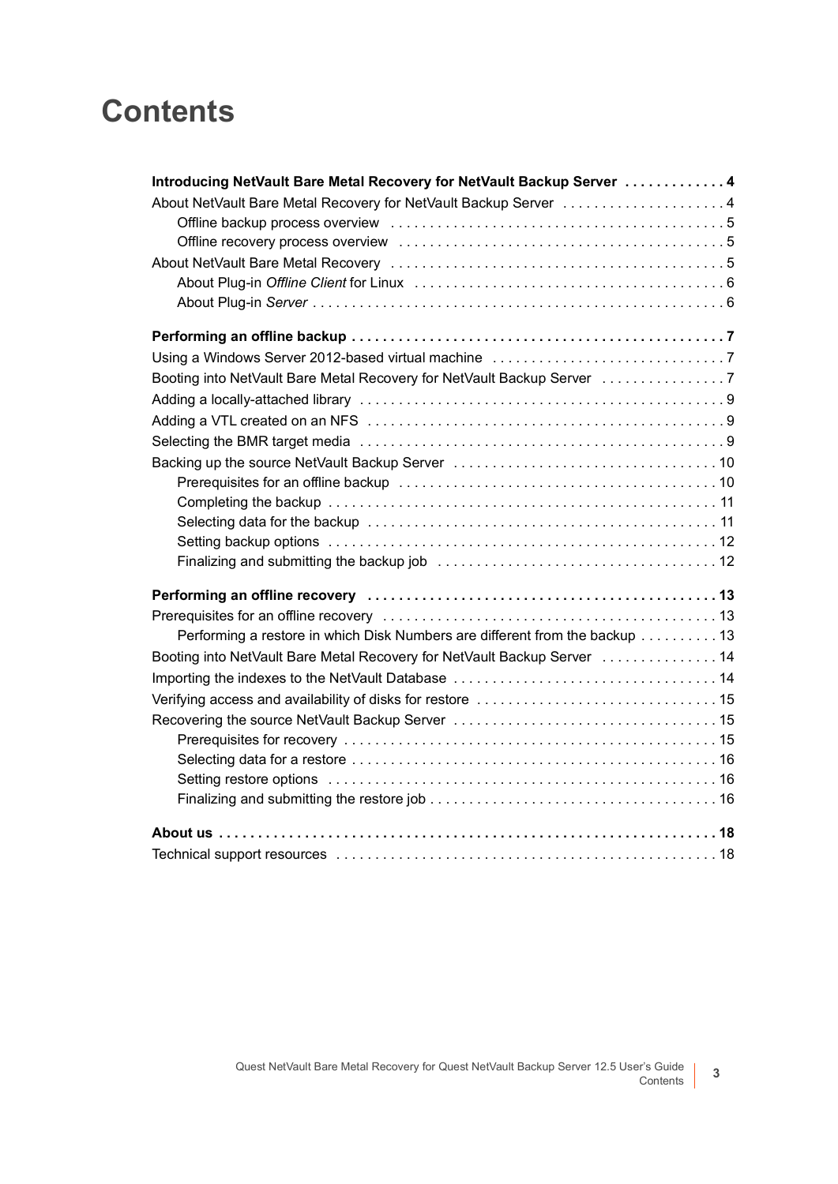# Contents

**Introducing NetVault Bare Metal Recovery for NetVault Backup Server . . . . . . . . . . . . . 4**

About NetVault Bare Metal Recovery for NetVault Backup Server . . . . . . . . . . . . . . . . . . . . 4

- Offline backup process overview . . . . . . . . . . . . . . . . . . . . . . . . . . . . . . . . . . . . . . . . . . 5
- Offline recovery process overview . . . . . . . . . . . . . . . . . . . . . . . . . . . . . . . . . . . . . . . . . 5

About NetVault Bare Metal Recovery . . . . . . . . . . . . . . . . . . . . . . . . . . . . . . . . . . . . . . . . . 5

- About Plug-in *Offline Client* for Linux . . . . . . . . . . . . . . . . . . . . . . . . . . . . . . . . . . . . . . . 6
- About Plug-in *Server* . . . . . . . . . . . . . . . . . . . . . . . . . . . . . . . . . . . . . . . . . . . . . . . . . . . . 6

**Performing an offline backup . . . . . . . . . . . . . . . . . . . . . . . . . . . . . . . . . . . . . . . . . . . . . . . 7**

Using a Windows Server 2012-based virtual machine . . . . . . . . . . . . . . . . . . . . . . . . . . . . . 7

Booting into NetVault Bare Metal Recovery for NetVault Backup Server . . . . . . . . . . . . . . . 7

Adding a locally-attached library . . . . . . . . . . . . . . . . . . . . . . . . . . . . . . . . . . . . . . . . . . . . . . 9

Adding a VTL created on an NFS . . . . . . . . . . . . . . . . . . . . . . . . . . . . . . . . . . . . . . . . . . . . . 9

Selecting the BMR target media . . . . . . . . . . . . . . . . . . . . . . . . . . . . . . . . . . . . . . . . . . . . . . 9

Backing up the source NetVault Backup Server . . . . . . . . . . . . . . . . . . . . . . . . . . . . . . . . . 10

- Prerequisites for an offline backup . . . . . . . . . . . . . . . . . . . . . . . . . . . . . . . . . . . . . . . . 10
- Completing the backup . . . . . . . . . . . . . . . . . . . . . . . . . . . . . . . . . . . . . . . . . . . . . . . . . 11
- Selecting data for the backup . . . . . . . . . . . . . . . . . . . . . . . . . . . . . . . . . . . . . . . . . . . . 11
- Setting backup options . . . . . . . . . . . . . . . . . . . . . . . . . . . . . . . . . . . . . . . . . . . . . . . . . 12
- Finalizing and submitting the backup job . . . . . . . . . . . . . . . . . . . . . . . . . . . . . . . . . . . 12

**Performing an offline recovery . . . . . . . . . . . . . . . . . . . . . . . . . . . . . . . . . . . . . . . . . . . . . 13**

Prerequisites for an offline recovery . . . . . . . . . . . . . . . . . . . . . . . . . . . . . . . . . . . . . . . . . . 13

- Performing a restore in which Disk Numbers are different from the backup . . . . . . . . . . 13

Booting into NetVault Bare Metal Recovery for NetVault Backup Server . . . . . . . . . . . . . . 14

Importing the indexes to the NetVault Database . . . . . . . . . . . . . . . . . . . . . . . . . . . . . . . . . 14

Verifying access and availability of disks for restore . . . . . . . . . . . . . . . . . . . . . . . . . . . . . . 15

Recovering the source NetVault Backup Server . . . . . . . . . . . . . . . . . . . . . . . . . . . . . . . . . 15

- Prerequisites for recovery . . . . . . . . . . . . . . . . . . . . . . . . . . . . . . . . . . . . . . . . . . . . . . . 15
- Selecting data for a restore . . . . . . . . . . . . . . . . . . . . . . . . . . . . . . . . . . . . . . . . . . . . . . 16
- Setting restore options . . . . . . . . . . . . . . . . . . . . . . . . . . . . . . . . . . . . . . . . . . . . . . . . . 16
- Finalizing and submitting the restore job . . . . . . . . . . . . . . . . . . . . . . . . . . . . . . . . . . . . 16

**About us . . . . . . . . . . . . . . . . . . . . . . . . . . . . . . . . . . . . . . . . . . . . . . . . . . . . . . . . . . . . . . . 18**

Technical support resources . . . . . . . . . . . . . . . . . . . . . . . . . . . . . . . . . . . . . . . . . . . . . . . . 18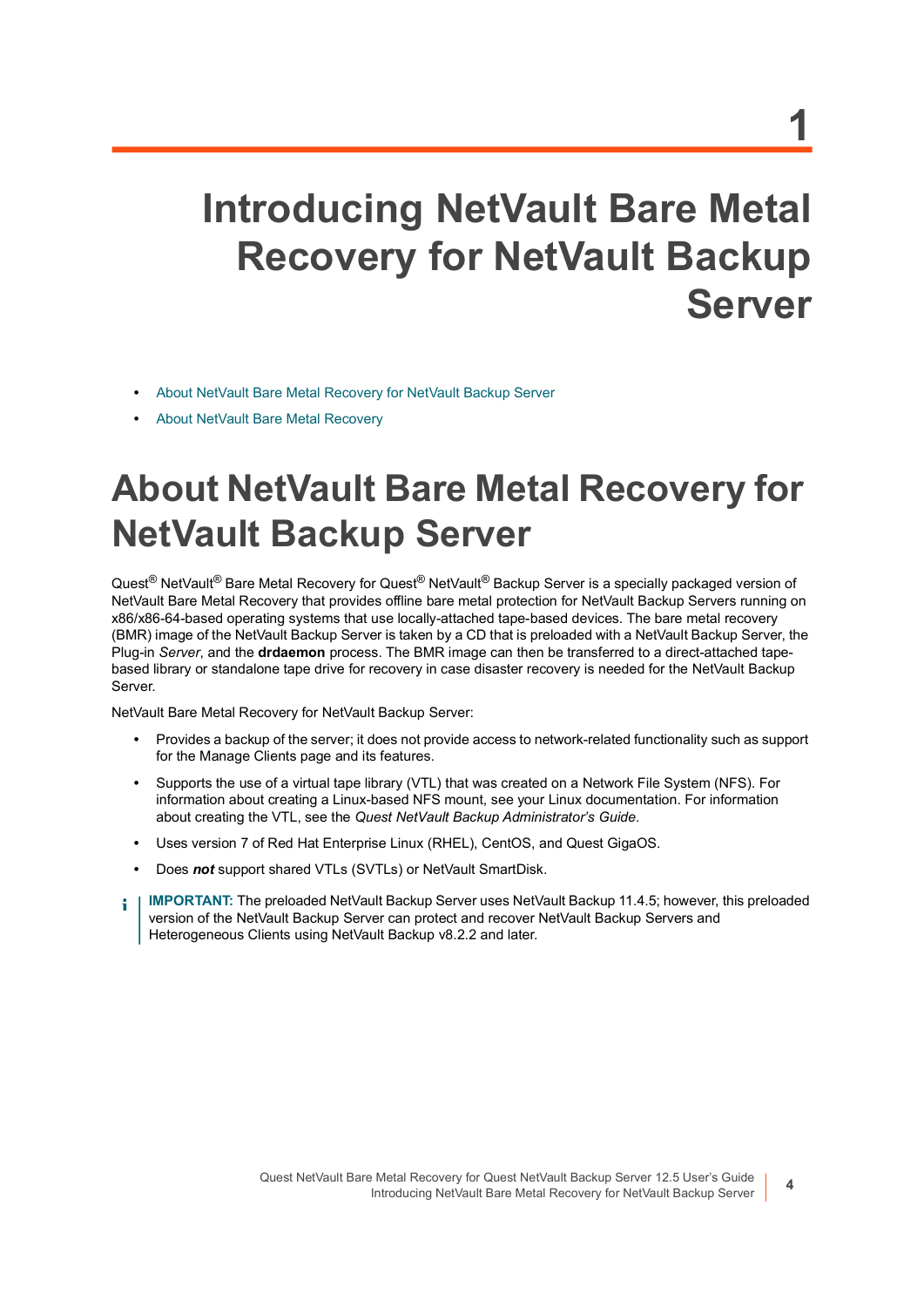# 1 Introducing NetVault Bare Metal Recovery for NetVault Backup Server

- About NetVault Bare Metal Recovery for NetVault Backup Server
- About NetVault Bare Metal Recovery

## About NetVault Bare Metal Recovery for NetVault Backup Server

Quest® NetVault® Bare Metal Recovery for Quest® NetVault® Backup Server is a specially packaged version of NetVault Bare Metal Recovery that provides offline bare metal protection for NetVault Backup Servers running on x86/x86-64-based operating systems that use locally-attached tape-based devices. The bare metal recovery (BMR) image of the NetVault Backup Server is taken by a CD that is preloaded with a NetVault Backup Server, the Plug-in *Server*, and the **drdaemon** process. The BMR image can then be transferred to a direct-attached tape-based library or standalone tape drive for recovery in case disaster recovery is needed for the NetVault Backup Server.

NetVault Bare Metal Recovery for NetVault Backup Server:

- Provides a backup of the server; it does not provide access to network-related functionality such as support for the Manage Clients page and its features.
- Supports the use of a virtual tape library (VTL) that was created on a Network File System (NFS). For information about creating a Linux-based NFS mount, see your Linux documentation. For information about creating the VTL, see the *Quest NetVault Backup Administrator's Guide*.
- Uses version 7 of Red Hat Enterprise Linux (RHEL), CentOS, and Quest GigaOS.
- Does ***not*** support shared VTLs (SVTLs) or NetVault SmartDisk.

> **IMPORTANT:** The preloaded NetVault Backup Server uses NetVault Backup 11.4.5; however, this preloaded version of the NetVault Backup Server can protect and recover NetVault Backup Servers and Heterogeneous Clients using NetVault Backup v8.2.2 and later.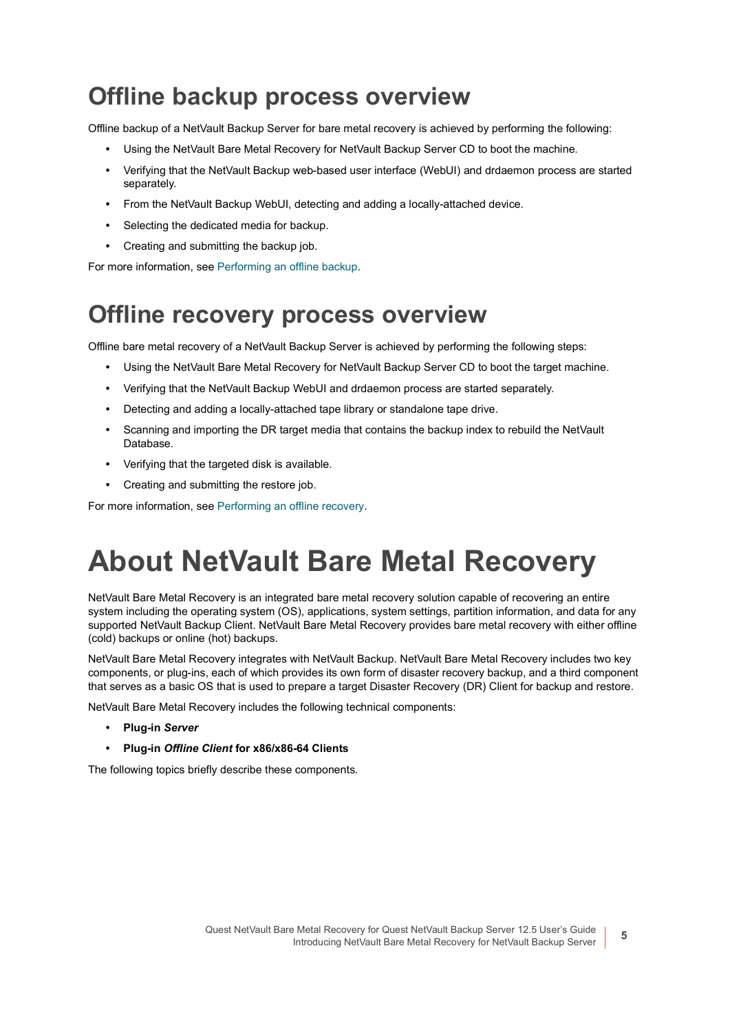## Offline backup process overview

Offline backup of a NetVault Backup Server for bare metal recovery is achieved by performing the following:

- Using the NetVault Bare Metal Recovery for NetVault Backup Server CD to boot the machine.
- Verifying that the NetVault Backup web-based user interface (WebUI) and drdaemon process are started separately.
- From the NetVault Backup WebUI, detecting and adding a locally-attached device.
- Selecting the dedicated media for backup.
- Creating and submitting the backup job.

For more information, see Performing an offline backup.

## Offline recovery process overview

Offline bare metal recovery of a NetVault Backup Server is achieved by performing the following steps:

- Using the NetVault Bare Metal Recovery for NetVault Backup Server CD to boot the target machine.
- Verifying that the NetVault Backup WebUI and drdaemon process are started separately.
- Detecting and adding a locally-attached tape library or standalone tape drive.
- Scanning and importing the DR target media that contains the backup index to rebuild the NetVault Database.
- Verifying that the targeted disk is available.
- Creating and submitting the restore job.

For more information, see Performing an offline recovery.

# About NetVault Bare Metal Recovery

NetVault Bare Metal Recovery is an integrated bare metal recovery solution capable of recovering an entire system including the operating system (OS), applications, system settings, partition information, and data for any supported NetVault Backup Client. NetVault Bare Metal Recovery provides bare metal recovery with either offline (cold) backups or online (hot) backups.

NetVault Bare Metal Recovery integrates with NetVault Backup. NetVault Bare Metal Recovery includes two key components, or plug-ins, each of which provides its own form of disaster recovery backup, and a third component that serves as a basic OS that is used to prepare a target Disaster Recovery (DR) Client for backup and restore.

NetVault Bare Metal Recovery includes the following technical components:

- **Plug-in *Server***
- **Plug-in *Offline Client* for x86/x86-64 Clients**

The following topics briefly describe these components.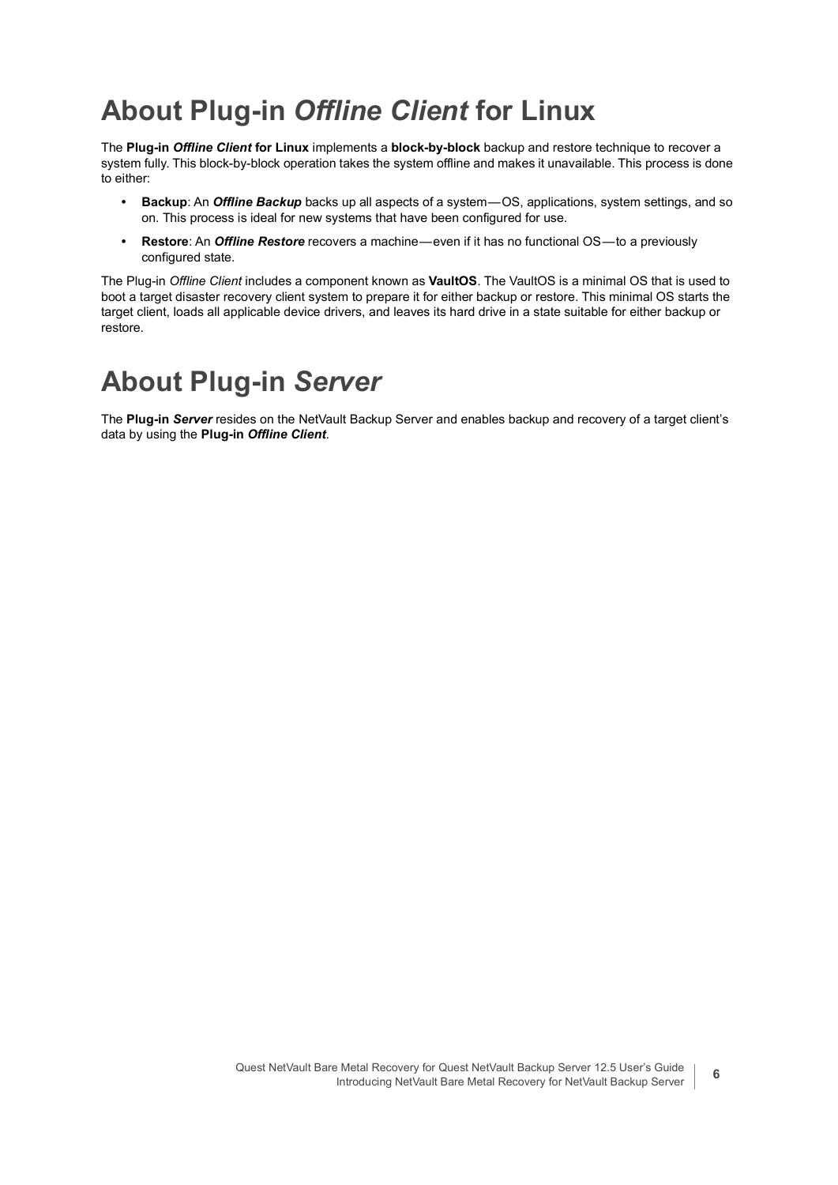# About Plug-in *Offline Client* for Linux

The **Plug-in *Offline Client* for Linux** implements a **block-by-block** backup and restore technique to recover a system fully. This block-by-block operation takes the system offline and makes it unavailable. This process is done to either:

- **Backup**: An ***Offline Backup*** backs up all aspects of a system — OS, applications, system settings, and so on. This process is ideal for new systems that have been configured for use.
- **Restore**: An ***Offline Restore*** recovers a machine — even if it has no functional OS — to a previously configured state.

The Plug-in *Offline Client* includes a component known as **VaultOS**. The VaultOS is a minimal OS that is used to boot a target disaster recovery client system to prepare it for either backup or restore. This minimal OS starts the target client, loads all applicable device drivers, and leaves its hard drive in a state suitable for either backup or restore.

# About Plug-in *Server*

The **Plug-in *Server*** resides on the NetVault Backup Server and enables backup and recovery of a target client's data by using the **Plug-in *Offline Client***.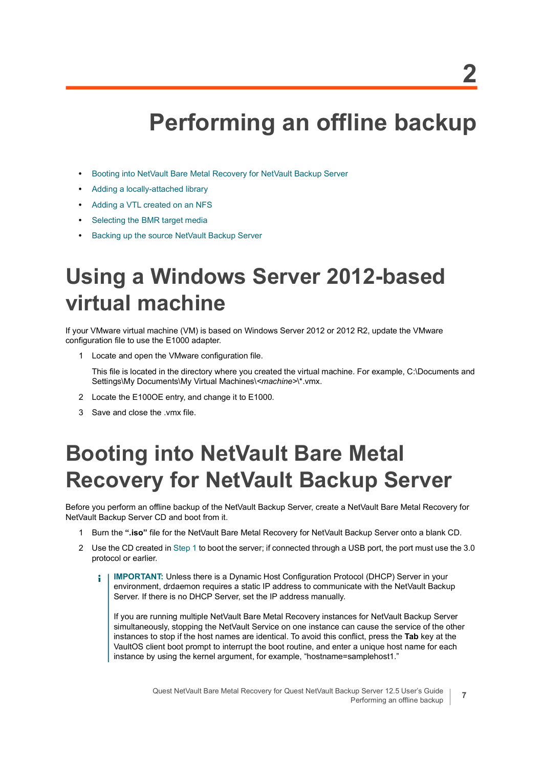# 2 Performing an offline backup

- Booting into NetVault Bare Metal Recovery for NetVault Backup Server
- Adding a locally-attached library
- Adding a VTL created on an NFS
- Selecting the BMR target media
- Backing up the source NetVault Backup Server

## Using a Windows Server 2012-based virtual machine

If your VMware virtual machine (VM) is based on Windows Server 2012 or 2012 R2, update the VMware configuration file to use the E1000 adapter.

1. Locate and open the VMware configuration file.

   This file is located in the directory where you created the virtual machine. For example, C:\Documents and Settings\My Documents\My Virtual Machines\<*machine*>\*.vmx.

2. Locate the E100OE entry, and change it to E1000.
3. Save and close the .vmx file.

## Booting into NetVault Bare Metal Recovery for NetVault Backup Server

Before you perform an offline backup of the NetVault Backup Server, create a NetVault Bare Metal Recovery for NetVault Backup Server CD and boot from it.

1. Burn the **".iso"** file for the NetVault Bare Metal Recovery for NetVault Backup Server onto a blank CD.
2. Use the CD created in Step 1 to boot the server; if connected through a USB port, the port must use the 3.0 protocol or earlier.

> **IMPORTANT:** Unless there is a Dynamic Host Configuration Protocol (DHCP) Server in your environment, drdaemon requires a static IP address to communicate with the NetVault Backup Server. If there is no DHCP Server, set the IP address manually.
>
> If you are running multiple NetVault Bare Metal Recovery instances for NetVault Backup Server simultaneously, stopping the NetVault Service on one instance can cause the service of the other instances to stop if the host names are identical. To avoid this conflict, press the **Tab** key at the VaultOS client boot prompt to interrupt the boot routine, and enter a unique host name for each instance by using the kernel argument, for example, "hostname=samplehost1."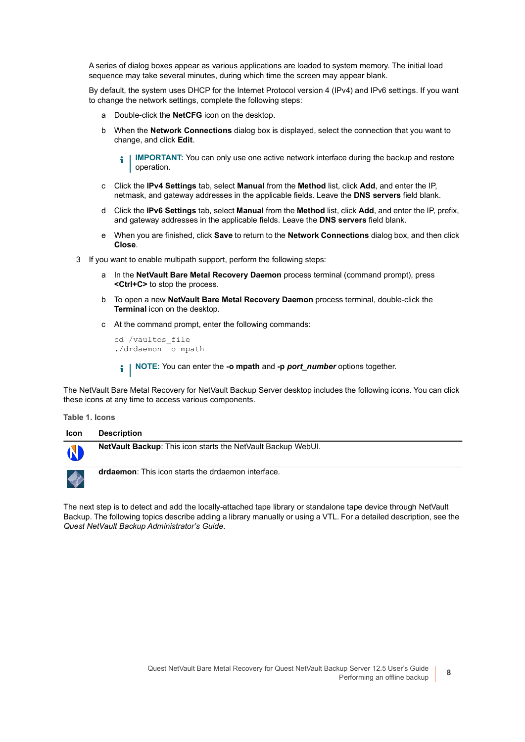A series of dialog boxes appear as various applications are loaded to system memory. The initial load sequence may take several minutes, during which time the screen may appear blank.

By default, the system uses DHCP for the Internet Protocol version 4 (IPv4) and IPv6 settings. If you want to change the network settings, complete the following steps:

a. Double-click the **NetCFG** icon on the desktop.

b. When the **Network Connections** dialog box is displayed, select the connection that you want to change, and click **Edit**.

   > **IMPORTANT:** You can only use one active network interface during the backup and restore operation.

c. Click the **IPv4 Settings** tab, select **Manual** from the **Method** list, click **Add**, and enter the IP, netmask, and gateway addresses in the applicable fields. Leave the **DNS servers** field blank.

d. Click the **IPv6 Settings** tab, select **Manual** from the **Method** list, click **Add**, and enter the IP, prefix, and gateway addresses in the applicable fields. Leave the **DNS servers** field blank.

e. When you are finished, click **Save** to return to the **Network Connections** dialog box, and then click **Close**.

3. If you want to enable multipath support, perform the following steps:

   a. In the **NetVault Bare Metal Recovery Daemon** process terminal (command prompt), press **<Ctrl+C>** to stop the process.

   b. To open a new **NetVault Bare Metal Recovery Daemon** process terminal, double-click the **Terminal** icon on the desktop.

   c. At the command prompt, enter the following commands:

   ```
   cd /vaultos_file
   ./drdaemon -o mpath
   ```

   > **NOTE:** You can enter the **-o mpath** and **-p *port_number*** options together.

The NetVault Bare Metal Recovery for NetVault Backup Server desktop includes the following icons. You can click these icons at any time to access various components.

**Table 1. Icons**

| Icon | Description |
| --- | --- |
| | **NetVault Backup**: This icon starts the NetVault Backup WebUI. |
| | **drdaemon**: This icon starts the drdaemon interface. |

The next step is to detect and add the locally-attached tape library or standalone tape device through NetVault Backup. The following topics describe adding a library manually or using a VTL. For a detailed description, see the *Quest NetVault Backup Administrator's Guide*.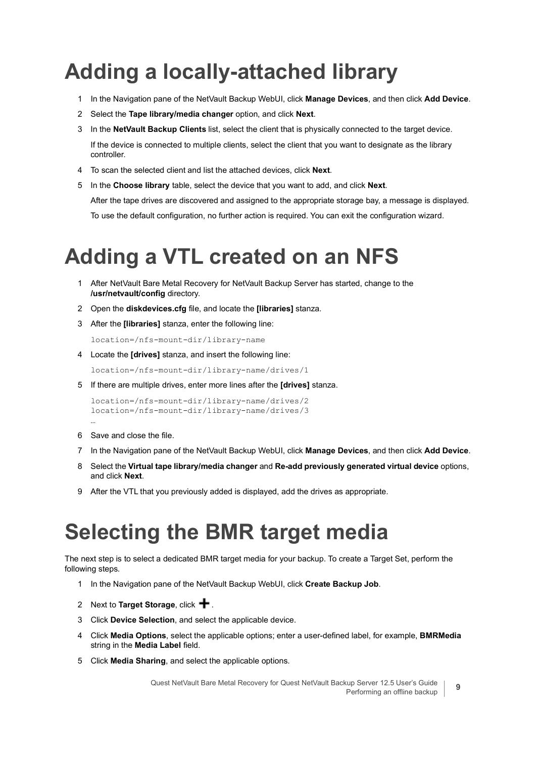# Adding a locally-attached library

1. In the Navigation pane of the NetVault Backup WebUI, click **Manage Devices**, and then click **Add Device**.
2. Select the **Tape library/media changer** option, and click **Next**.
3. In the **NetVault Backup Clients** list, select the client that is physically connected to the target device.

   If the device is connected to multiple clients, select the client that you want to designate as the library controller.
4. To scan the selected client and list the attached devices, click **Next**.
5. In the **Choose library** table, select the device that you want to add, and click **Next**.

   After the tape drives are discovered and assigned to the appropriate storage bay, a message is displayed.

   To use the default configuration, no further action is required. You can exit the configuration wizard.

# Adding a VTL created on an NFS

1. After NetVault Bare Metal Recovery for NetVault Backup Server has started, change to the **/usr/netvault/config** directory.
2. Open the **diskdevices.cfg** file, and locate the **[libraries]** stanza.
3. After the **[libraries]** stanza, enter the following line:

   ```
   location=/nfs-mount-dir/library-name
   ```
4. Locate the **[drives]** stanza, and insert the following line:

   ```
   location=/nfs-mount-dir/library-name/drives/1
   ```
5. If there are multiple drives, enter more lines after the **[drives]** stanza.

   ```
   location=/nfs-mount-dir/library-name/drives/2
   location=/nfs-mount-dir/library-name/drives/3
   …
   ```
6. Save and close the file.
7. In the Navigation pane of the NetVault Backup WebUI, click **Manage Devices**, and then click **Add Device**.
8. Select the **Virtual tape library/media changer** and **Re-add previously generated virtual device** options, and click **Next**.
9. After the VTL that you previously added is displayed, add the drives as appropriate.

# Selecting the BMR target media

The next step is to select a dedicated BMR target media for your backup. To create a Target Set, perform the following steps.

1. In the Navigation pane of the NetVault Backup WebUI, click **Create Backup Job**.
2. Next to **Target Storage**, click **+**.
3. Click **Device Selection**, and select the applicable device.
4. Click **Media Options**, select the applicable options; enter a user-defined label, for example, **BMRMedia** string in the **Media Label** field.
5. Click **Media Sharing**, and select the applicable options.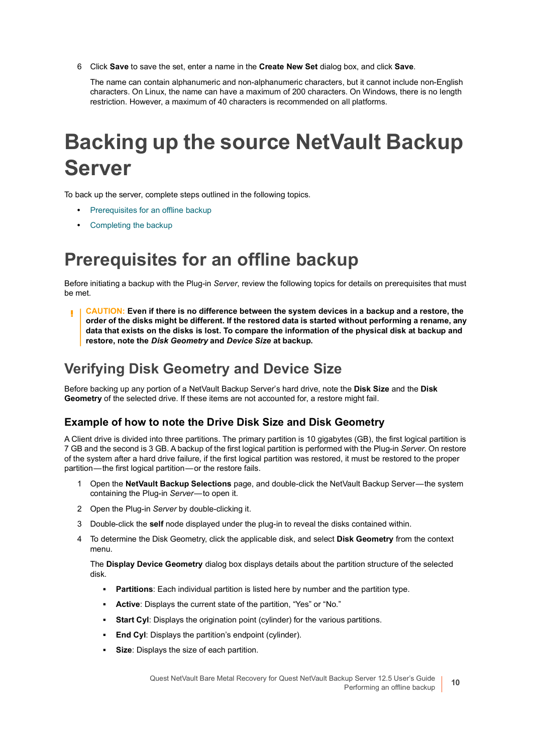6 Click **Save** to save the set, enter a name in the **Create New Set** dialog box, and click **Save**.

   The name can contain alphanumeric and non-alphanumeric characters, but it cannot include non-English characters. On Linux, the name can have a maximum of 200 characters. On Windows, there is no length restriction. However, a maximum of 40 characters is recommended on all platforms.

# Backing up the source NetVault Backup Server

To back up the server, complete steps outlined in the following topics.

- Prerequisites for an offline backup
- Completing the backup

# Prerequisites for an offline backup

Before initiating a backup with the Plug-in *Server*, review the following topics for details on prerequisites that must be met.

> **CAUTION: Even if there is no difference between the system devices in a backup and a restore, the order of the disks might be different. If the restored data is started without performing a rename, any data that exists on the disks is lost. To compare the information of the physical disk at backup and restore, note the *Disk Geometry* and *Device Size* at backup.**

## Verifying Disk Geometry and Device Size

Before backing up any portion of a NetVault Backup Server's hard drive, note the **Disk Size** and the **Disk Geometry** of the selected drive. If these items are not accounted for, a restore might fail.

### Example of how to note the Drive Disk Size and Disk Geometry

A Client drive is divided into three partitions. The primary partition is 10 gigabytes (GB), the first logical partition is 7 GB and the second is 3 GB. A backup of the first logical partition is performed with the Plug-in *Server*. On restore of the system after a hard drive failure, if the first logical partition was restored, it must be restored to the proper partition—the first logical partition—or the restore fails.

1. Open the **NetVault Backup Selections** page, and double-click the NetVault Backup Server—the system containing the Plug-in *Server*—to open it.
2. Open the Plug-in *Server* by double-clicking it.
3. Double-click the **self** node displayed under the plug-in to reveal the disks contained within.
4. To determine the Disk Geometry, click the applicable disk, and select **Disk Geometry** from the context menu.

   The **Display Device Geometry** dialog box displays details about the partition structure of the selected disk.

   - **Partitions**: Each individual partition is listed here by number and the partition type.
   - **Active**: Displays the current state of the partition, "Yes" or "No."
   - **Start Cyl**: Displays the origination point (cylinder) for the various partitions.
   - **End Cyl**: Displays the partition's endpoint (cylinder).
   - **Size**: Displays the size of each partition.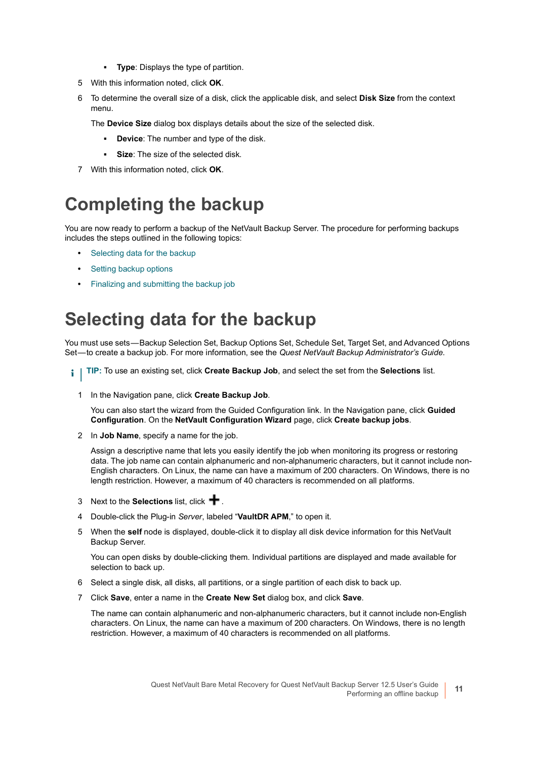- **Type**: Displays the type of partition.

5 With this information noted, click **OK**.

6 To determine the overall size of a disk, click the applicable disk, and select **Disk Size** from the context menu.

   The **Device Size** dialog box displays details about the size of the selected disk.

   - **Device**: The number and type of the disk.
   - **Size**: The size of the selected disk.

7 With this information noted, click **OK**.

# Completing the backup

You are now ready to perform a backup of the NetVault Backup Server. The procedure for performing backups includes the steps outlined in the following topics:

- Selecting data for the backup
- Setting backup options
- Finalizing and submitting the backup job

# Selecting data for the backup

You must use sets—Backup Selection Set, Backup Options Set, Schedule Set, Target Set, and Advanced Options Set—to create a backup job. For more information, see the *Quest NetVault Backup Administrator's Guide*.

**TIP:** To use an existing set, click **Create Backup Job**, and select the set from the **Selections** list.

1 In the Navigation pane, click **Create Backup Job**.

   You can also start the wizard from the Guided Configuration link. In the Navigation pane, click **Guided Configuration**. On the **NetVault Configuration Wizard** page, click **Create backup jobs**.

2 In **Job Name**, specify a name for the job.

   Assign a descriptive name that lets you easily identify the job when monitoring its progress or restoring data. The job name can contain alphanumeric and non-alphanumeric characters, but it cannot include non-English characters. On Linux, the name can have a maximum of 200 characters. On Windows, there is no length restriction. However, a maximum of 40 characters is recommended on all platforms.

3 Next to the **Selections** list, click **+**.

4 Double-click the Plug-in *Server*, labeled "**VaultDR APM**," to open it.

5 When the **self** node is displayed, double-click it to display all disk device information for this NetVault Backup Server.

   You can open disks by double-clicking them. Individual partitions are displayed and made available for selection to back up.

6 Select a single disk, all disks, all partitions, or a single partition of each disk to back up.

7 Click **Save**, enter a name in the **Create New Set** dialog box, and click **Save**.

   The name can contain alphanumeric and non-alphanumeric characters, but it cannot include non-English characters. On Linux, the name can have a maximum of 200 characters. On Windows, there is no length restriction. However, a maximum of 40 characters is recommended on all platforms.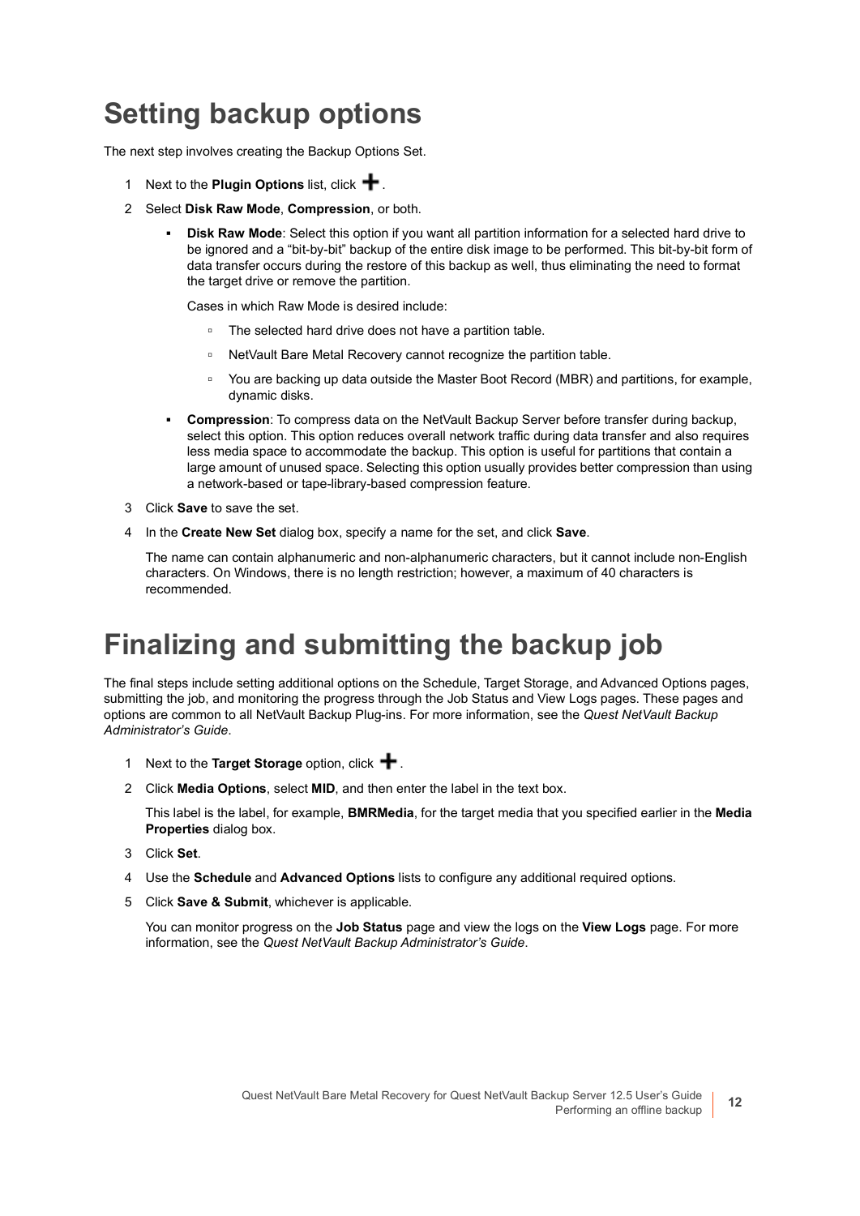# Setting backup options

The next step involves creating the Backup Options Set.

1. Next to the **Plugin Options** list, click **+**.
2. Select **Disk Raw Mode**, **Compression**, or both.
   - **Disk Raw Mode**: Select this option if you want all partition information for a selected hard drive to be ignored and a "bit-by-bit" backup of the entire disk image to be performed. This bit-by-bit form of data transfer occurs during the restore of this backup as well, thus eliminating the need to format the target drive or remove the partition.

     Cases in which Raw Mode is desired include:

     - The selected hard drive does not have a partition table.
     - NetVault Bare Metal Recovery cannot recognize the partition table.
     - You are backing up data outside the Master Boot Record (MBR) and partitions, for example, dynamic disks.
   - **Compression**: To compress data on the NetVault Backup Server before transfer during backup, select this option. This option reduces overall network traffic during data transfer and also requires less media space to accommodate the backup. This option is useful for partitions that contain a large amount of unused space. Selecting this option usually provides better compression than using a network-based or tape-library-based compression feature.
3. Click **Save** to save the set.
4. In the **Create New Set** dialog box, specify a name for the set, and click **Save**.

   The name can contain alphanumeric and non-alphanumeric characters, but it cannot include non-English characters. On Windows, there is no length restriction; however, a maximum of 40 characters is recommended.

# Finalizing and submitting the backup job

The final steps include setting additional options on the Schedule, Target Storage, and Advanced Options pages, submitting the job, and monitoring the progress through the Job Status and View Logs pages. These pages and options are common to all NetVault Backup Plug-ins. For more information, see the *Quest NetVault Backup Administrator's Guide*.

1. Next to the **Target Storage** option, click **+**.
2. Click **Media Options**, select **MID**, and then enter the label in the text box.

   This label is the label, for example, **BMRMedia**, for the target media that you specified earlier in the **Media Properties** dialog box.
3. Click **Set**.
4. Use the **Schedule** and **Advanced Options** lists to configure any additional required options.
5. Click **Save & Submit**, whichever is applicable.

   You can monitor progress on the **Job Status** page and view the logs on the **View Logs** page. For more information, see the *Quest NetVault Backup Administrator's Guide*.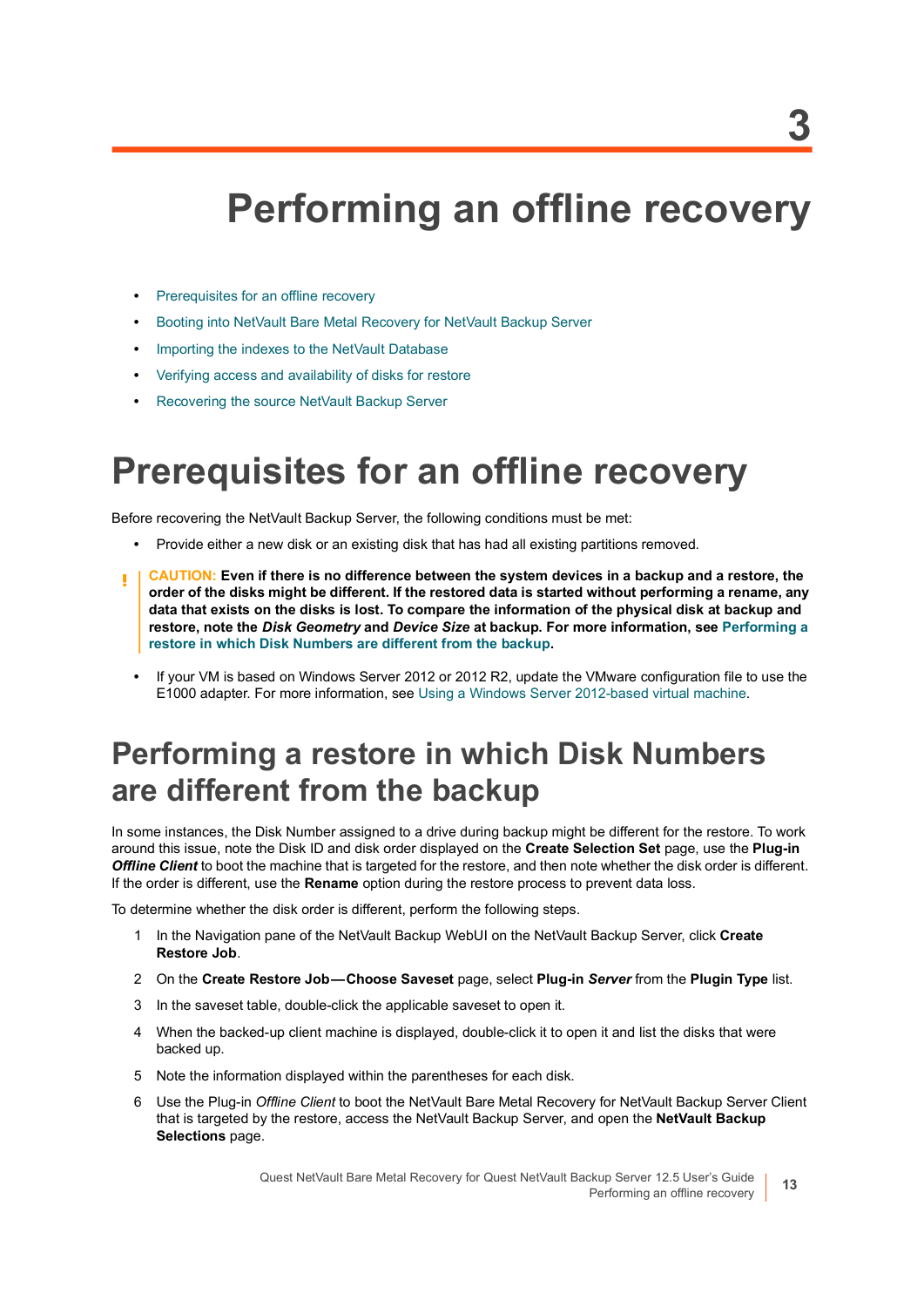# 3 Performing an offline recovery

- Prerequisites for an offline recovery
- Booting into NetVault Bare Metal Recovery for NetVault Backup Server
- Importing the indexes to the NetVault Database
- Verifying access and availability of disks for restore
- Recovering the source NetVault Backup Server

# Prerequisites for an offline recovery

Before recovering the NetVault Backup Server, the following conditions must be met:

- Provide either a new disk or an existing disk that has had all existing partitions removed.

> **CAUTION: Even if there is no difference between the system devices in a backup and a restore, the order of the disks might be different. If the restored data is started without performing a rename, any data that exists on the disks is lost. To compare the information of the physical disk at backup and restore, note the *Disk Geometry* and *Device Size* at backup. For more information, see Performing a restore in which Disk Numbers are different from the backup.**

- If your VM is based on Windows Server 2012 or 2012 R2, update the VMware configuration file to use the E1000 adapter. For more information, see Using a Windows Server 2012-based virtual machine.

## Performing a restore in which Disk Numbers are different from the backup

In some instances, the Disk Number assigned to a drive during backup might be different for the restore. To work around this issue, note the Disk ID and disk order displayed on the **Create Selection Set** page, use the **Plug-in *Offline Client*** to boot the machine that is targeted for the restore, and then note whether the disk order is different. If the order is different, use the **Rename** option during the restore process to prevent data loss.

To determine whether the disk order is different, perform the following steps.

1. In the Navigation pane of the NetVault Backup WebUI on the NetVault Backup Server, click **Create Restore Job**.
2. On the **Create Restore Job—Choose Saveset** page, select **Plug-in *Server*** from the **Plugin Type** list.
3. In the saveset table, double-click the applicable saveset to open it.
4. When the backed-up client machine is displayed, double-click it to open it and list the disks that were backed up.
5. Note the information displayed within the parentheses for each disk.
6. Use the Plug-in *Offline Client* to boot the NetVault Bare Metal Recovery for NetVault Backup Server Client that is targeted by the restore, access the NetVault Backup Server, and open the **NetVault Backup Selections** page.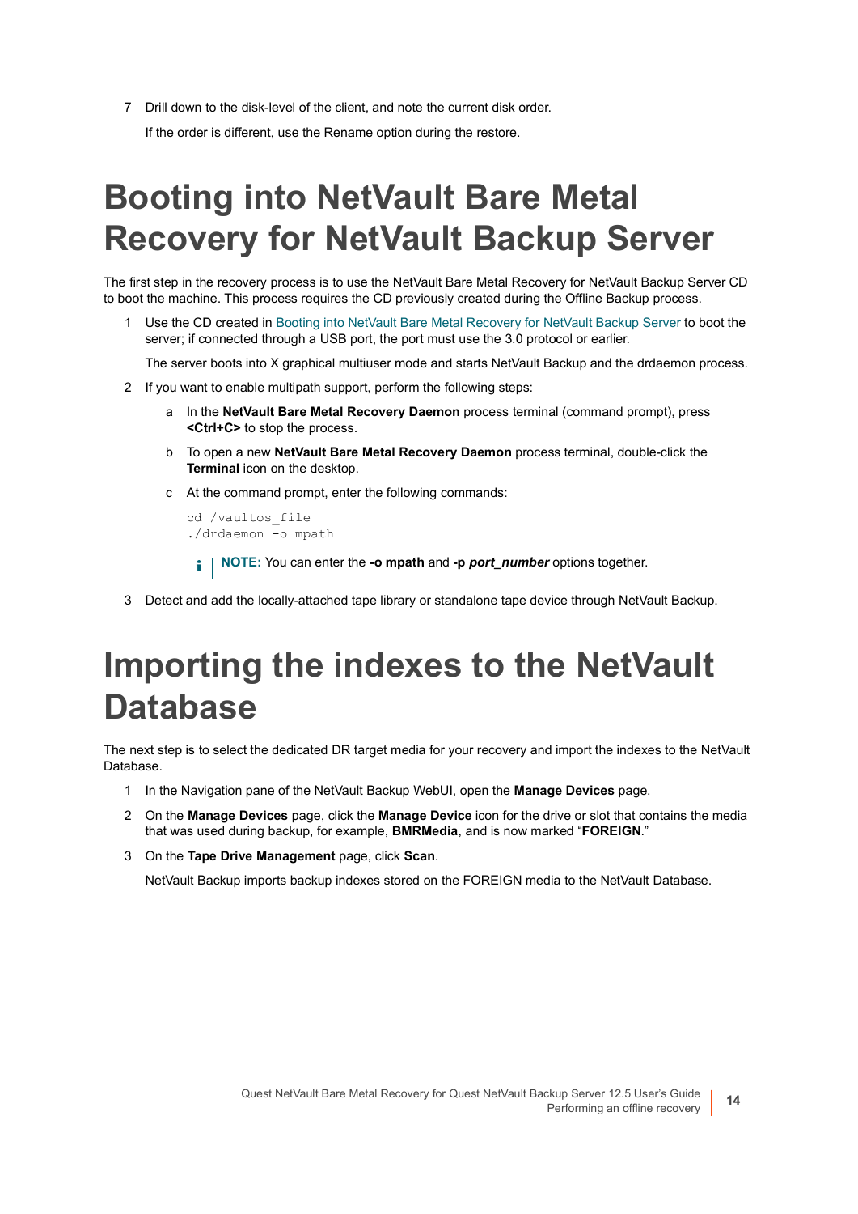7 Drill down to the disk-level of the client, and note the current disk order.

   If the order is different, use the Rename option during the restore.

# Booting into NetVault Bare Metal Recovery for NetVault Backup Server

The first step in the recovery process is to use the NetVault Bare Metal Recovery for NetVault Backup Server CD to boot the machine. This process requires the CD previously created during the Offline Backup process.

1. Use the CD created in Booting into NetVault Bare Metal Recovery for NetVault Backup Server to boot the server; if connected through a USB port, the port must use the 3.0 protocol or earlier.

   The server boots into X graphical multiuser mode and starts NetVault Backup and the drdaemon process.

2. If you want to enable multipath support, perform the following steps:

   a. In the **NetVault Bare Metal Recovery Daemon** process terminal (command prompt), press **<Ctrl+C>** to stop the process.

   b. To open a new **NetVault Bare Metal Recovery Daemon** process terminal, double-click the **Terminal** icon on the desktop.

   c. At the command prompt, enter the following commands:

   ```
   cd /vaultos_file
   ./drdaemon -o mpath
   ```

   > **NOTE:** You can enter the **-o mpath** and **-p *port_number*** options together.

3. Detect and add the locally-attached tape library or standalone tape device through NetVault Backup.

# Importing the indexes to the NetVault Database

The next step is to select the dedicated DR target media for your recovery and import the indexes to the NetVault Database.

1. In the Navigation pane of the NetVault Backup WebUI, open the **Manage Devices** page.

2. On the **Manage Devices** page, click the **Manage Device** icon for the drive or slot that contains the media that was used during backup, for example, **BMRMedia**, and is now marked “**FOREIGN**.”

3. On the **Tape Drive Management** page, click **Scan**.

   NetVault Backup imports backup indexes stored on the FOREIGN media to the NetVault Database.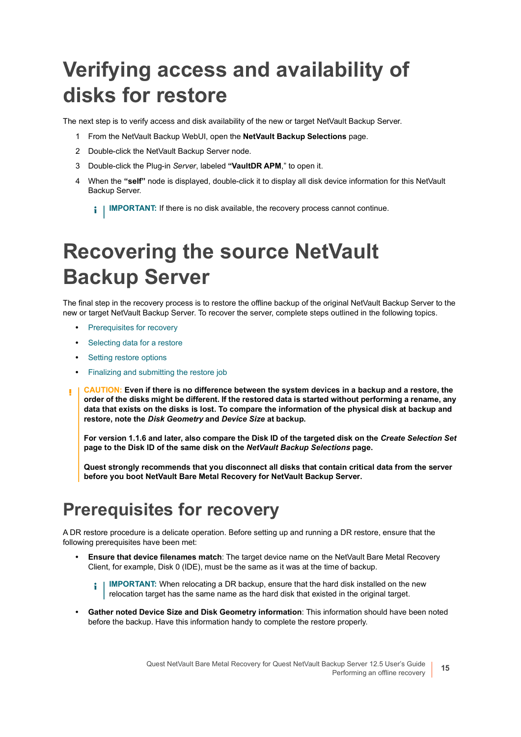# Verifying access and availability of disks for restore

The next step is to verify access and disk availability of the new or target NetVault Backup Server.

1. From the NetVault Backup WebUI, open the **NetVault Backup Selections** page.
2. Double-click the NetVault Backup Server node.
3. Double-click the Plug-in *Server*, labeled **"VaultDR APM**," to open it.
4. When the **"self"** node is displayed, double-click it to display all disk device information for this NetVault Backup Server.

   **IMPORTANT:** If there is no disk available, the recovery process cannot continue.

# Recovering the source NetVault Backup Server

The final step in the recovery process is to restore the offline backup of the original NetVault Backup Server to the new or target NetVault Backup Server. To recover the server, complete steps outlined in the following topics.

- Prerequisites for recovery
- Selecting data for a restore
- Setting restore options
- Finalizing and submitting the restore job

**CAUTION: Even if there is no difference between the system devices in a backup and a restore, the order of the disks might be different. If the restored data is started without performing a rename, any data that exists on the disks is lost. To compare the information of the physical disk at backup and restore, note the *Disk Geometry* and *Device Size* at backup.**

**For version 1.1.6 and later, also compare the Disk ID of the targeted disk on the *Create Selection Set* page to the Disk ID of the same disk on the *NetVault Backup Selections* page.**

**Quest strongly recommends that you disconnect all disks that contain critical data from the server before you boot NetVault Bare Metal Recovery for NetVault Backup Server.**

## Prerequisites for recovery

A DR restore procedure is a delicate operation. Before setting up and running a DR restore, ensure that the following prerequisites have been met:

- **Ensure that device filenames match**: The target device name on the NetVault Bare Metal Recovery Client, for example, Disk 0 (IDE), must be the same as it was at the time of backup.

  **IMPORTANT:** When relocating a DR backup, ensure that the hard disk installed on the new relocation target has the same name as the hard disk that existed in the original target.

- **Gather noted Device Size and Disk Geometry information**: This information should have been noted before the backup. Have this information handy to complete the restore properly.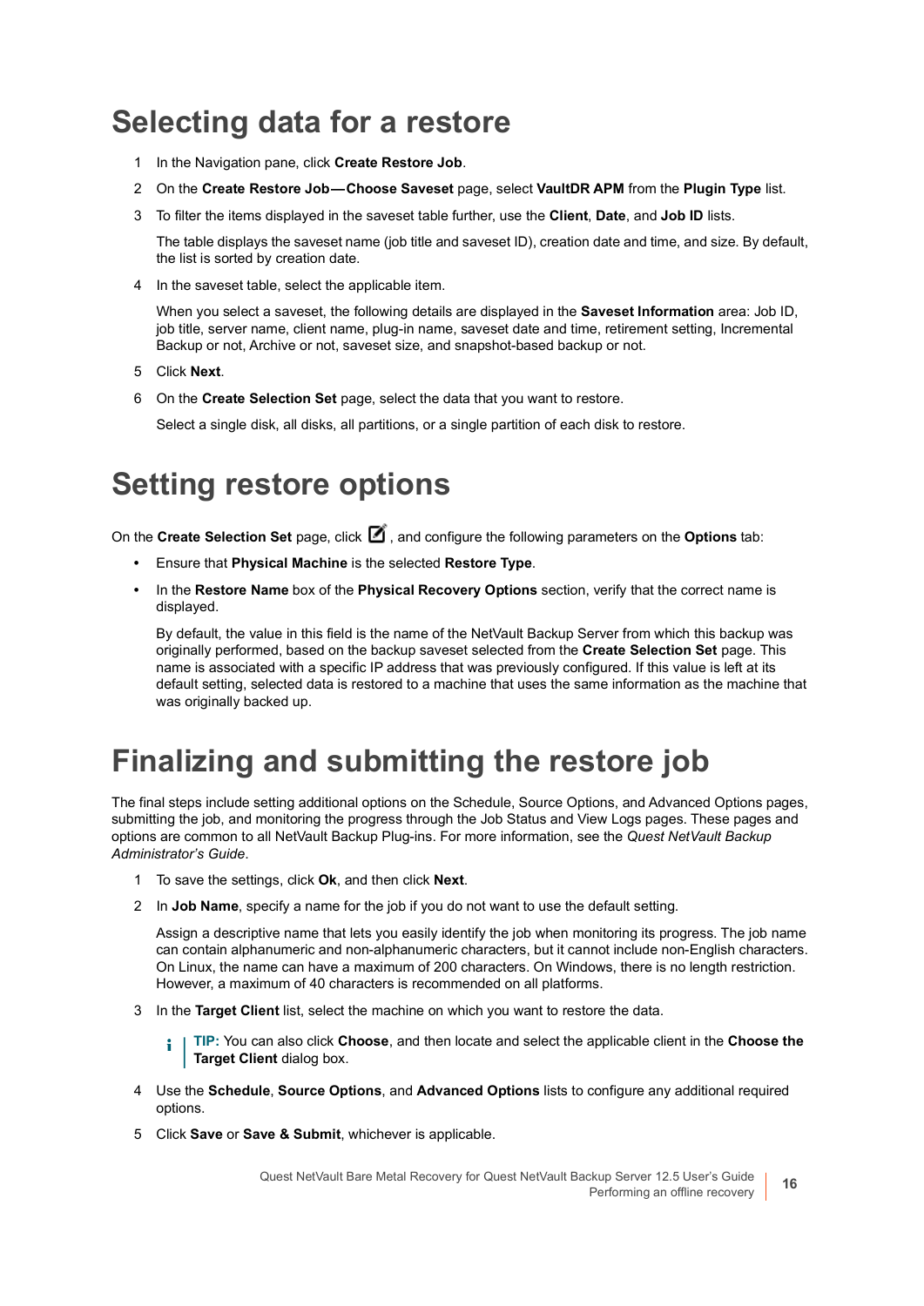# Selecting data for a restore

1. In the Navigation pane, click **Create Restore Job**.
2. On the **Create Restore Job—Choose Saveset** page, select **VaultDR APM** from the **Plugin Type** list.
3. To filter the items displayed in the saveset table further, use the **Client**, **Date**, and **Job ID** lists.

   The table displays the saveset name (job title and saveset ID), creation date and time, and size. By default, the list is sorted by creation date.
4. In the saveset table, select the applicable item.

   When you select a saveset, the following details are displayed in the **Saveset Information** area: Job ID, job title, server name, client name, plug-in name, saveset date and time, retirement setting, Incremental Backup or not, Archive or not, saveset size, and snapshot-based backup or not.
5. Click **Next**.
6. On the **Create Selection Set** page, select the data that you want to restore.

   Select a single disk, all disks, all partitions, or a single partition of each disk to restore.

# Setting restore options

On the **Create Selection Set** page, click , and configure the following parameters on the **Options** tab:

- Ensure that **Physical Machine** is the selected **Restore Type**.
- In the **Restore Name** box of the **Physical Recovery Options** section, verify that the correct name is displayed.

  By default, the value in this field is the name of the NetVault Backup Server from which this backup was originally performed, based on the backup saveset selected from the **Create Selection Set** page. This name is associated with a specific IP address that was previously configured. If this value is left at its default setting, selected data is restored to a machine that uses the same information as the machine that was originally backed up.

# Finalizing and submitting the restore job

The final steps include setting additional options on the Schedule, Source Options, and Advanced Options pages, submitting the job, and monitoring the progress through the Job Status and View Logs pages. These pages and options are common to all NetVault Backup Plug-ins. For more information, see the *Quest NetVault Backup Administrator's Guide*.

1. To save the settings, click **Ok**, and then click **Next**.
2. In **Job Name**, specify a name for the job if you do not want to use the default setting.

   Assign a descriptive name that lets you easily identify the job when monitoring its progress. The job name can contain alphanumeric and non-alphanumeric characters, but it cannot include non-English characters. On Linux, the name can have a maximum of 200 characters. On Windows, there is no length restriction. However, a maximum of 40 characters is recommended on all platforms.
3. In the **Target Client** list, select the machine on which you want to restore the data.

   > **TIP:** You can also click **Choose**, and then locate and select the applicable client in the **Choose the Target Client** dialog box.
4. Use the **Schedule**, **Source Options**, and **Advanced Options** lists to configure any additional required options.
5. Click **Save** or **Save & Submit**, whichever is applicable.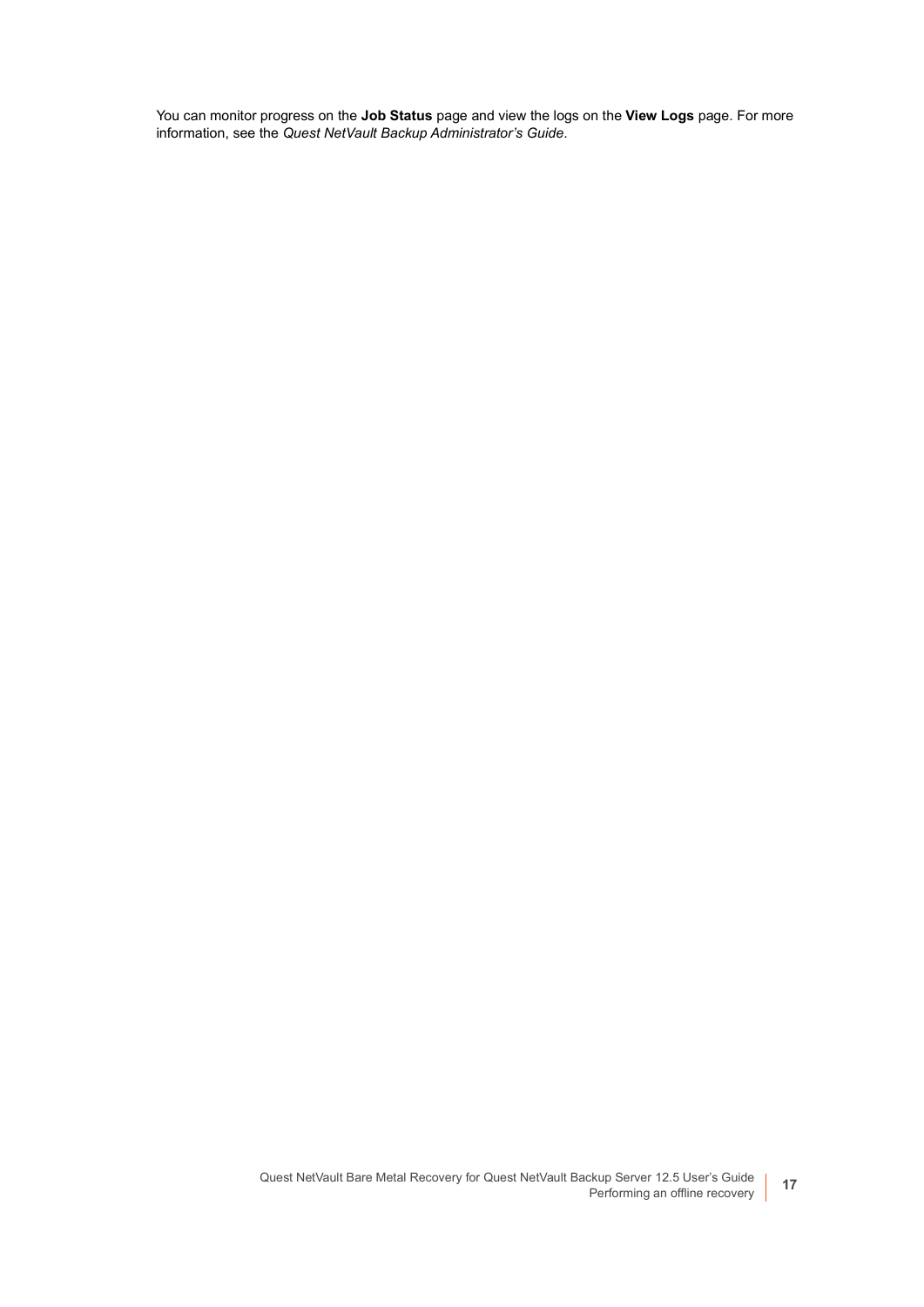You can monitor progress on the **Job Status** page and view the logs on the **View Logs** page. For more information, see the *Quest NetVault Backup Administrator's Guide*.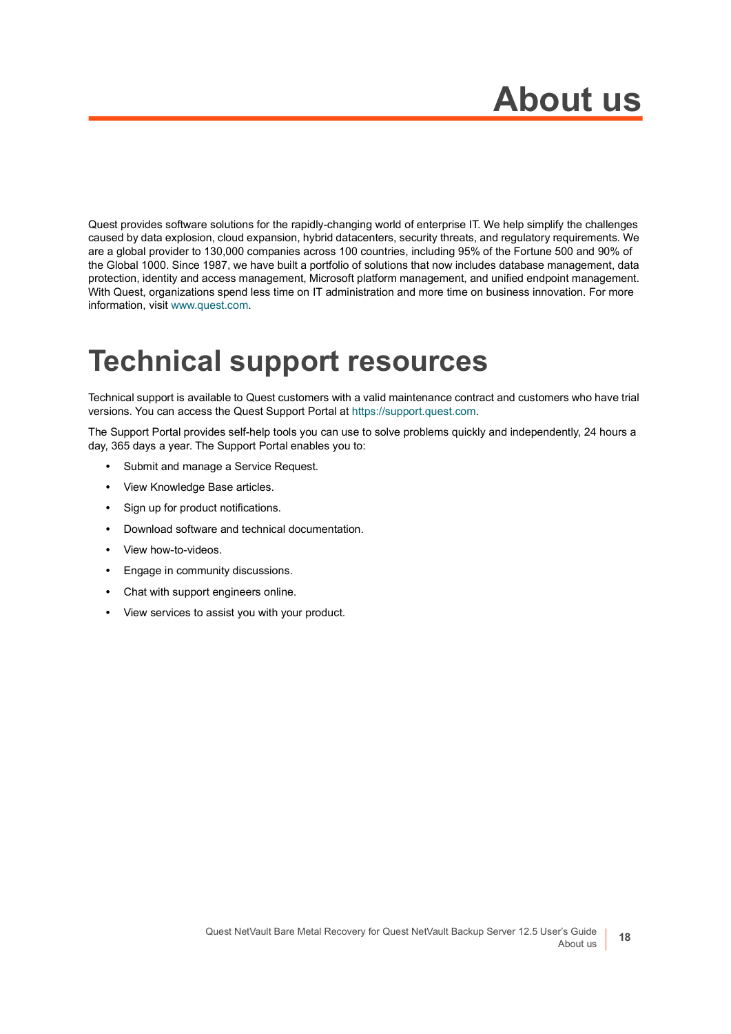# About us

Quest provides software solutions for the rapidly-changing world of enterprise IT. We help simplify the challenges caused by data explosion, cloud expansion, hybrid datacenters, security threats, and regulatory requirements. We are a global provider to 130,000 companies across 100 countries, including 95% of the Fortune 500 and 90% of the Global 1000. Since 1987, we have built a portfolio of solutions that now includes database management, data protection, identity and access management, Microsoft platform management, and unified endpoint management. With Quest, organizations spend less time on IT administration and more time on business innovation. For more information, visit www.quest.com.

# Technical support resources

Technical support is available to Quest customers with a valid maintenance contract and customers who have trial versions. You can access the Quest Support Portal at https://support.quest.com.

The Support Portal provides self-help tools you can use to solve problems quickly and independently, 24 hours a day, 365 days a year. The Support Portal enables you to:

- Submit and manage a Service Request.
- View Knowledge Base articles.
- Sign up for product notifications.
- Download software and technical documentation.
- View how-to-videos.
- Engage in community discussions.
- Chat with support engineers online.
- View services to assist you with your product.